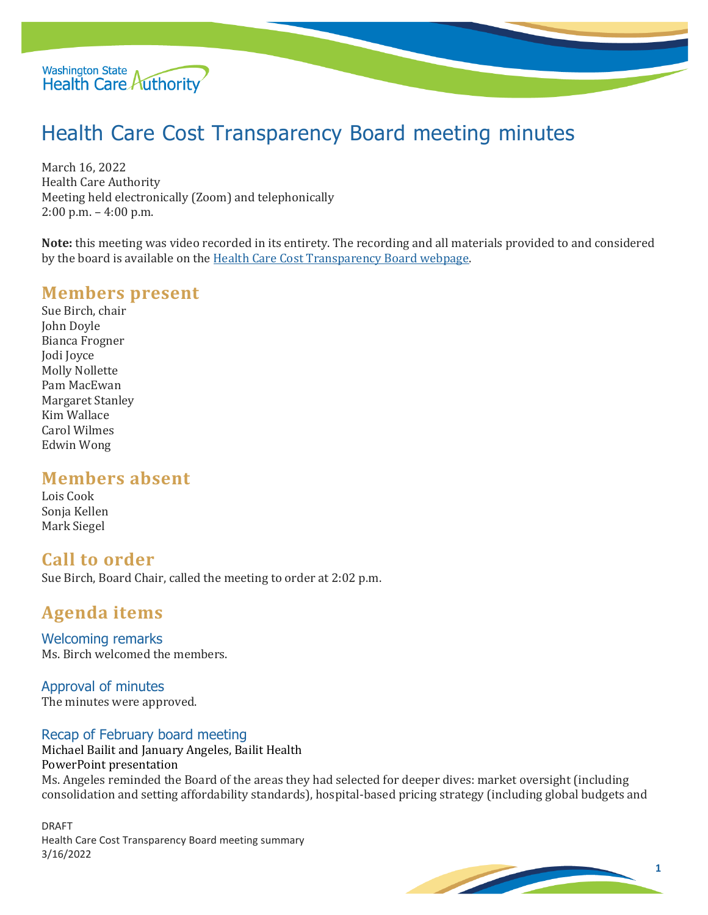# Health Care Cost Transparency Board meeting minutes

March 16, 2022
Health Care Authority
Meeting held electronically (Zoom) and telephonically
2:00 p.m. – 4:00 p.m.

**Note:** this meeting was video recorded in its entirety. The recording and all materials provided to and considered by the board is available on the [Health Care Cost Transparency Board webpage](#).

## Members present

Sue Birch, chair
John Doyle
Bianca Frogner
Jodi Joyce
Molly Nollette
Pam MacEwan
Margaret Stanley
Kim Wallace
Carol Wilmes
Edwin Wong

## Members absent

Lois Cook
Sonja Kellen
Mark Siegel

## Call to order

Sue Birch, Board Chair, called the meeting to order at 2:02 p.m.

## Agenda items

### Welcoming remarks

Ms. Birch welcomed the members.

### Approval of minutes

The minutes were approved.

### Recap of February board meeting

Michael Bailit and January Angeles, Bailit Health
PowerPoint presentation
Ms. Angeles reminded the Board of the areas they had selected for deeper dives: market oversight (including consolidation and setting affordability standards), hospital-based pricing strategy (including global budgets and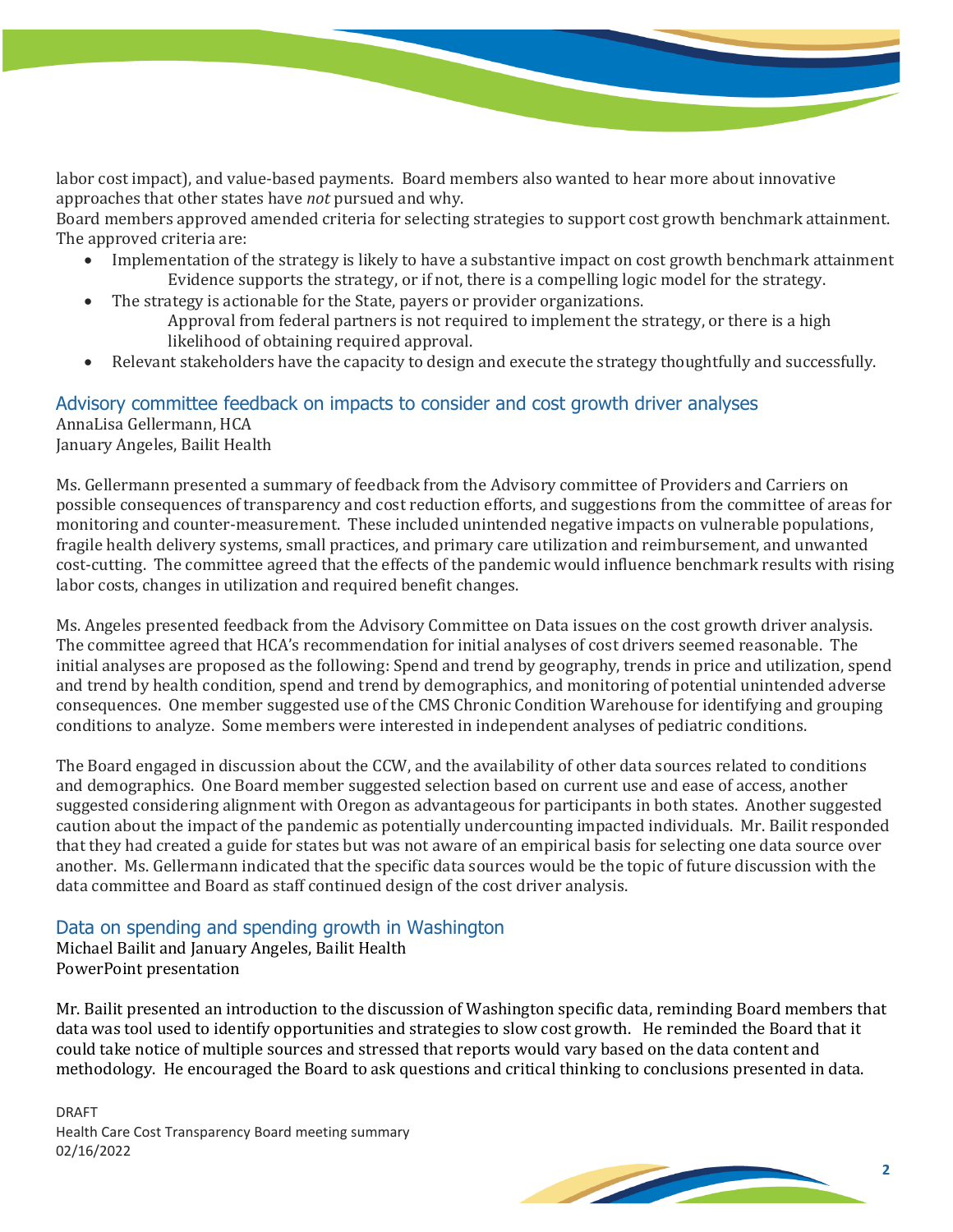labor cost impact), and value-based payments. Board members also wanted to hear more about innovative approaches that other states have *not* pursued and why.

Board members approved amended criteria for selecting strategies to support cost growth benchmark attainment. The approved criteria are:

- Implementation of the strategy is likely to have a substantive impact on cost growth benchmark attainment
  - Evidence supports the strategy, or if not, there is a compelling logic model for the strategy.
- The strategy is actionable for the State, payers or provider organizations.
  - Approval from federal partners is not required to implement the strategy, or there is a high likelihood of obtaining required approval.
- Relevant stakeholders have the capacity to design and execute the strategy thoughtfully and successfully.

## Advisory committee feedback on impacts to consider and cost growth driver analyses

AnnaLisa Gellermann, HCA
January Angeles, Bailit Health

Ms. Gellermann presented a summary of feedback from the Advisory committee of Providers and Carriers on possible consequences of transparency and cost reduction efforts, and suggestions from the committee of areas for monitoring and counter-measurement. These included unintended negative impacts on vulnerable populations, fragile health delivery systems, small practices, and primary care utilization and reimbursement, and unwanted cost-cutting. The committee agreed that the effects of the pandemic would influence benchmark results with rising labor costs, changes in utilization and required benefit changes.

Ms. Angeles presented feedback from the Advisory Committee on Data issues on the cost growth driver analysis. The committee agreed that HCA's recommendation for initial analyses of cost drivers seemed reasonable. The initial analyses are proposed as the following: Spend and trend by geography, trends in price and utilization, spend and trend by health condition, spend and trend by demographics, and monitoring of potential unintended adverse consequences. One member suggested use of the CMS Chronic Condition Warehouse for identifying and grouping conditions to analyze. Some members were interested in independent analyses of pediatric conditions.

The Board engaged in discussion about the CCW, and the availability of other data sources related to conditions and demographics. One Board member suggested selection based on current use and ease of access, another suggested considering alignment with Oregon as advantageous for participants in both states. Another suggested caution about the impact of the pandemic as potentially undercounting impacted individuals. Mr. Bailit responded that they had created a guide for states but was not aware of an empirical basis for selecting one data source over another. Ms. Gellermann indicated that the specific data sources would be the topic of future discussion with the data committee and Board as staff continued design of the cost driver analysis.

## Data on spending and spending growth in Washington

Michael Bailit and January Angeles, Bailit Health
PowerPoint presentation

Mr. Bailit presented an introduction to the discussion of Washington specific data, reminding Board members that data was tool used to identify opportunities and strategies to slow cost growth. He reminded the Board that it could take notice of multiple sources and stressed that reports would vary based on the data content and methodology. He encouraged the Board to ask questions and critical thinking to conclusions presented in data.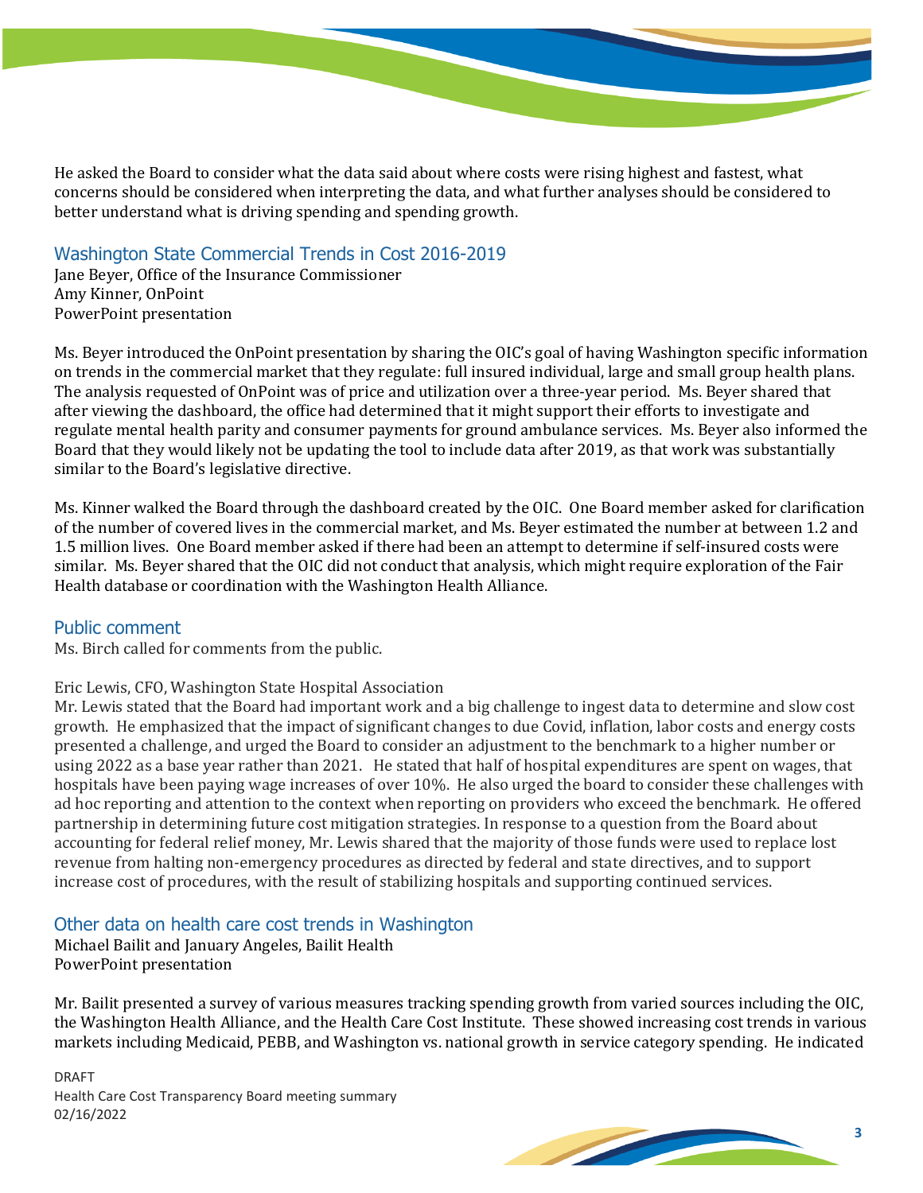He asked the Board to consider what the data said about where costs were rising highest and fastest, what concerns should be considered when interpreting the data, and what further analyses should be considered to better understand what is driving spending and spending growth.

## Washington State Commercial Trends in Cost 2016-2019

Jane Beyer, Office of the Insurance Commissioner
Amy Kinner, OnPoint
PowerPoint presentation

Ms. Beyer introduced the OnPoint presentation by sharing the OIC's goal of having Washington specific information on trends in the commercial market that they regulate: full insured individual, large and small group health plans. The analysis requested of OnPoint was of price and utilization over a three-year period. Ms. Beyer shared that after viewing the dashboard, the office had determined that it might support their efforts to investigate and regulate mental health parity and consumer payments for ground ambulance services. Ms. Beyer also informed the Board that they would likely not be updating the tool to include data after 2019, as that work was substantially similar to the Board's legislative directive.

Ms. Kinner walked the Board through the dashboard created by the OIC. One Board member asked for clarification of the number of covered lives in the commercial market, and Ms. Beyer estimated the number at between 1.2 and 1.5 million lives. One Board member asked if there had been an attempt to determine if self-insured costs were similar. Ms. Beyer shared that the OIC did not conduct that analysis, which might require exploration of the Fair Health database or coordination with the Washington Health Alliance.

## Public comment

Ms. Birch called for comments from the public.

Eric Lewis, CFO, Washington State Hospital Association
Mr. Lewis stated that the Board had important work and a big challenge to ingest data to determine and slow cost growth. He emphasized that the impact of significant changes to due Covid, inflation, labor costs and energy costs presented a challenge, and urged the Board to consider an adjustment to the benchmark to a higher number or using 2022 as a base year rather than 2021. He stated that half of hospital expenditures are spent on wages, that hospitals have been paying wage increases of over 10%. He also urged the board to consider these challenges with ad hoc reporting and attention to the context when reporting on providers who exceed the benchmark. He offered partnership in determining future cost mitigation strategies. In response to a question from the Board about accounting for federal relief money, Mr. Lewis shared that the majority of those funds were used to replace lost revenue from halting non-emergency procedures as directed by federal and state directives, and to support increase cost of procedures, with the result of stabilizing hospitals and supporting continued services.

## Other data on health care cost trends in Washington

Michael Bailit and January Angeles, Bailit Health
PowerPoint presentation

Mr. Bailit presented a survey of various measures tracking spending growth from varied sources including the OIC, the Washington Health Alliance, and the Health Care Cost Institute. These showed increasing cost trends in various markets including Medicaid, PEBB, and Washington vs. national growth in service category spending. He indicated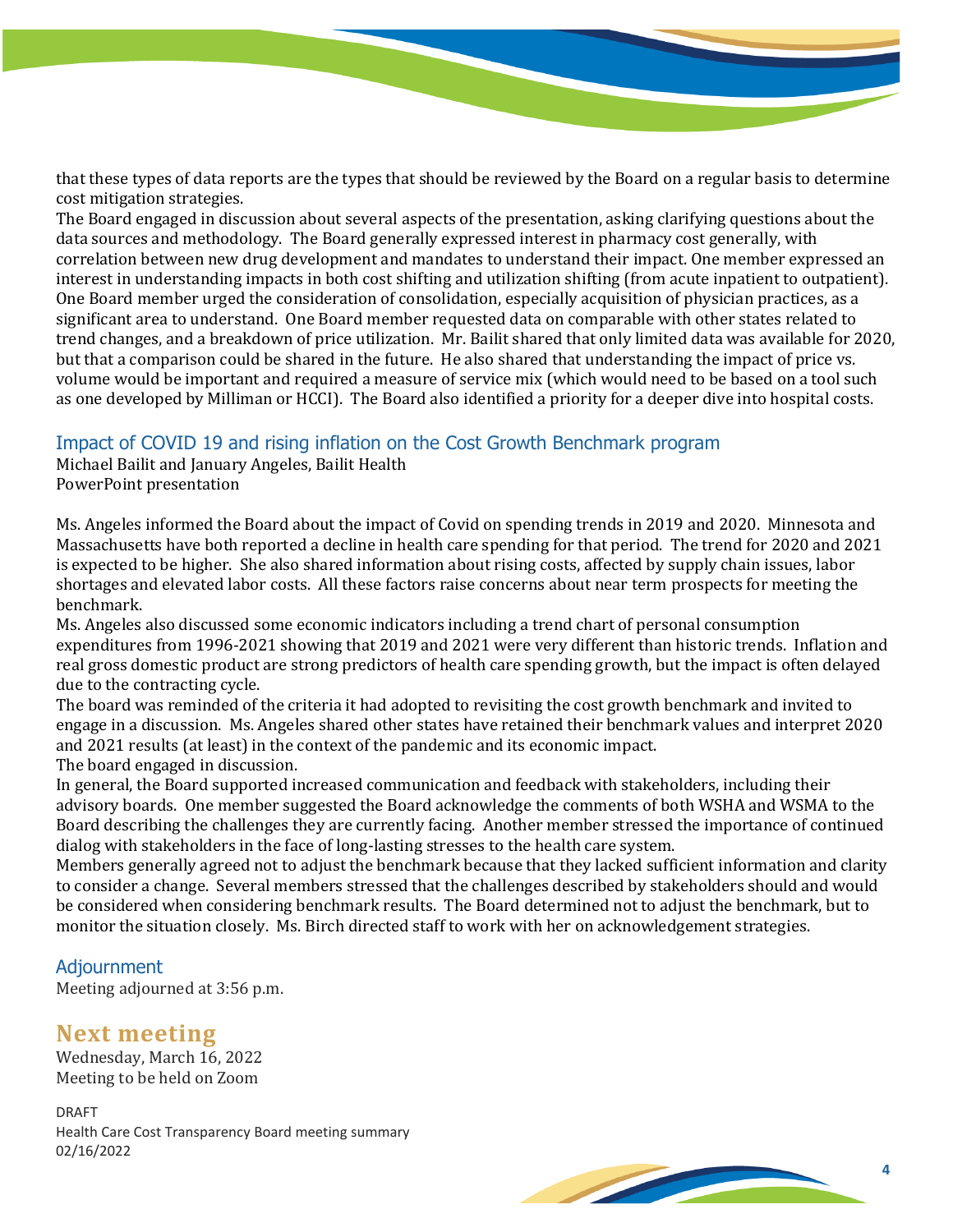that these types of data reports are the types that should be reviewed by the Board on a regular basis to determine cost mitigation strategies.

The Board engaged in discussion about several aspects of the presentation, asking clarifying questions about the data sources and methodology. The Board generally expressed interest in pharmacy cost generally, with correlation between new drug development and mandates to understand their impact. One member expressed an interest in understanding impacts in both cost shifting and utilization shifting (from acute inpatient to outpatient). One Board member urged the consideration of consolidation, especially acquisition of physician practices, as a significant area to understand. One Board member requested data on comparable with other states related to trend changes, and a breakdown of price utilization. Mr. Bailit shared that only limited data was available for 2020, but that a comparison could be shared in the future. He also shared that understanding the impact of price vs. volume would be important and required a measure of service mix (which would need to be based on a tool such as one developed by Milliman or HCCI). The Board also identified a priority for a deeper dive into hospital costs.

## Impact of COVID 19 and rising inflation on the Cost Growth Benchmark program

Michael Bailit and January Angeles, Bailit Health
PowerPoint presentation

Ms. Angeles informed the Board about the impact of Covid on spending trends in 2019 and 2020. Minnesota and Massachusetts have both reported a decline in health care spending for that period. The trend for 2020 and 2021 is expected to be higher. She also shared information about rising costs, affected by supply chain issues, labor shortages and elevated labor costs. All these factors raise concerns about near term prospects for meeting the benchmark.

Ms. Angeles also discussed some economic indicators including a trend chart of personal consumption expenditures from 1996-2021 showing that 2019 and 2021 were very different than historic trends. Inflation and real gross domestic product are strong predictors of health care spending growth, but the impact is often delayed due to the contracting cycle.

The board was reminded of the criteria it had adopted to revisiting the cost growth benchmark and invited to engage in a discussion. Ms. Angeles shared other states have retained their benchmark values and interpret 2020 and 2021 results (at least) in the context of the pandemic and its economic impact.

The board engaged in discussion.

In general, the Board supported increased communication and feedback with stakeholders, including their advisory boards. One member suggested the Board acknowledge the comments of both WSHA and WSMA to the Board describing the challenges they are currently facing. Another member stressed the importance of continued dialog with stakeholders in the face of long-lasting stresses to the health care system.

Members generally agreed not to adjust the benchmark because that they lacked sufficient information and clarity to consider a change. Several members stressed that the challenges described by stakeholders should and would be considered when considering benchmark results. The Board determined not to adjust the benchmark, but to monitor the situation closely. Ms. Birch directed staff to work with her on acknowledgement strategies.

## Adjournment

Meeting adjourned at 3:56 p.m.

# Next meeting

Wednesday, March 16, 2022
Meeting to be held on Zoom

DRAFT
Health Care Cost Transparency Board meeting summary
02/16/2022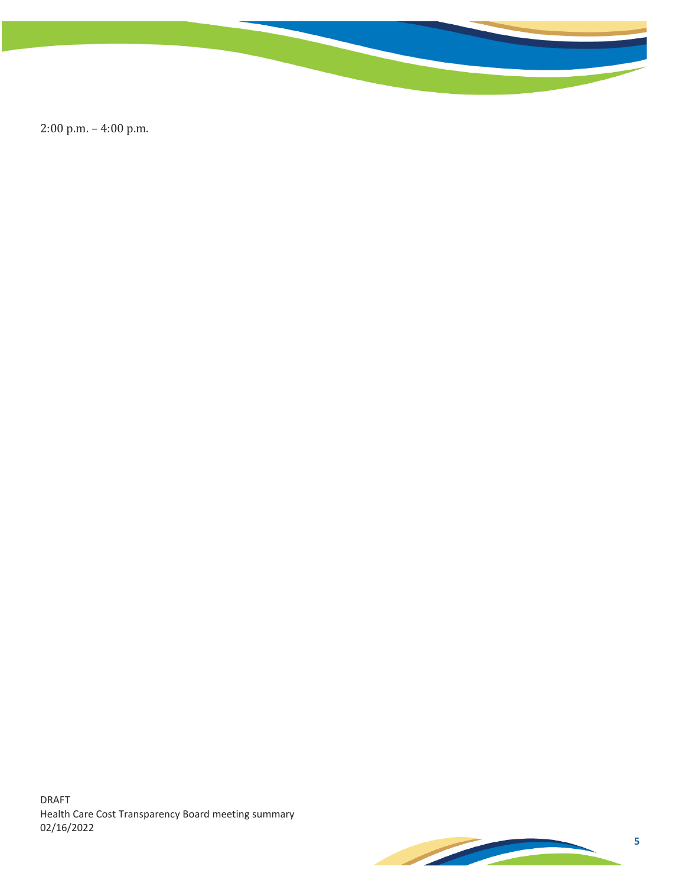2:00 p.m. – 4:00 p.m.